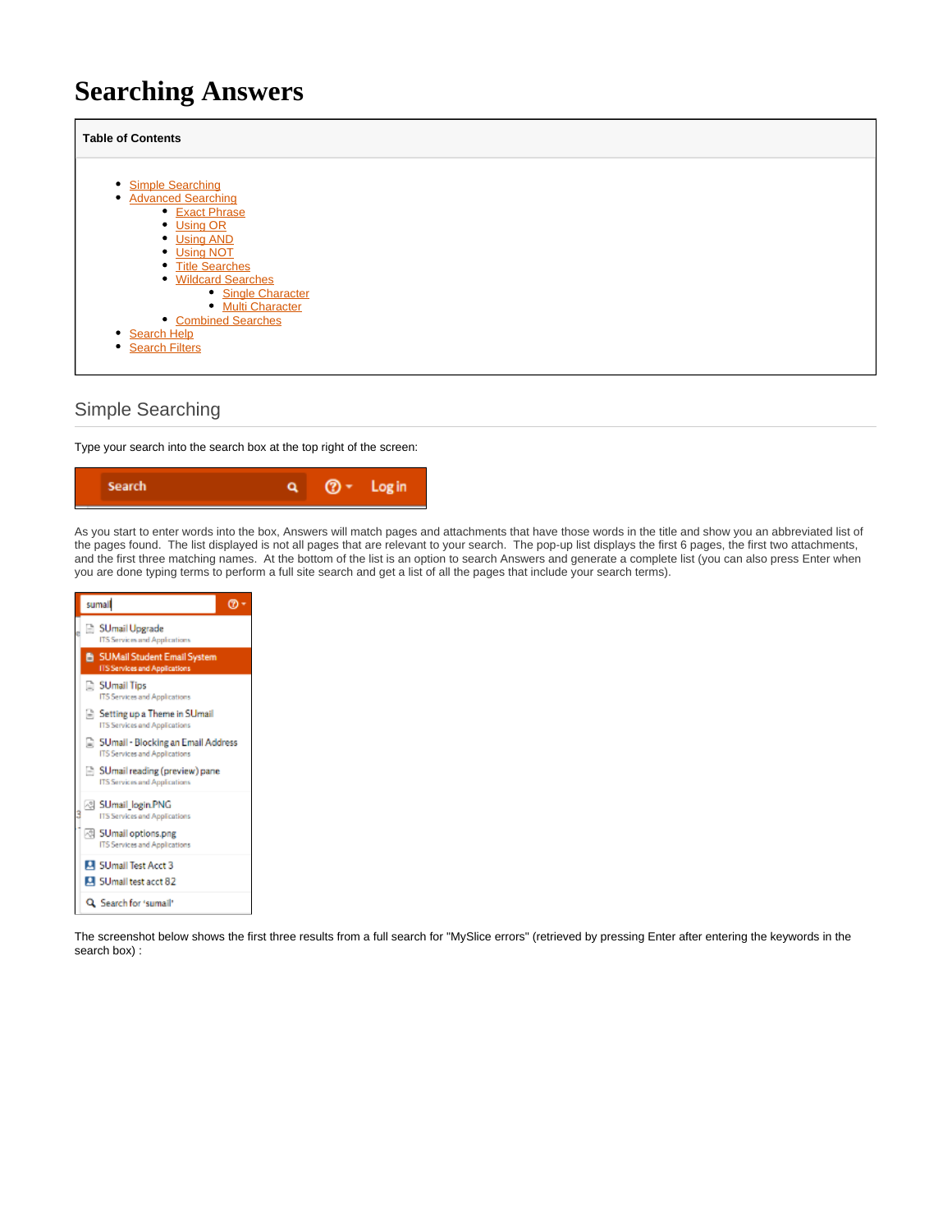# Searching Answers

**Table of Contents**

- Simple Searching
- Advanced Searching
  - Exact Phrase
  - Using OR
  - Using AND
  - Using NOT
  - Title Searches
  - Wildcard Searches
    - Single Character
    - Multi Character
  - Combined Searches
- Search Help
- Search Filters

## Simple Searching

Type your search into the search box at the top right of the screen:

As you start to enter words into the box, Answers will match pages and attachments that have those words in the title and show you an abbreviated list of the pages found. The list displayed is not all pages that are relevant to your search. The pop-up list displays the first 6 pages, the first two attachments, and the first three matching names. At the bottom of the list is an option to search Answers and generate a complete list (you can also press Enter when you are done typing terms to perform a full site search and get a list of all the pages that include your search terms).

The screenshot below shows the first three results from a full search for "MySlice errors" (retrieved by pressing Enter after entering the keywords in the search box) :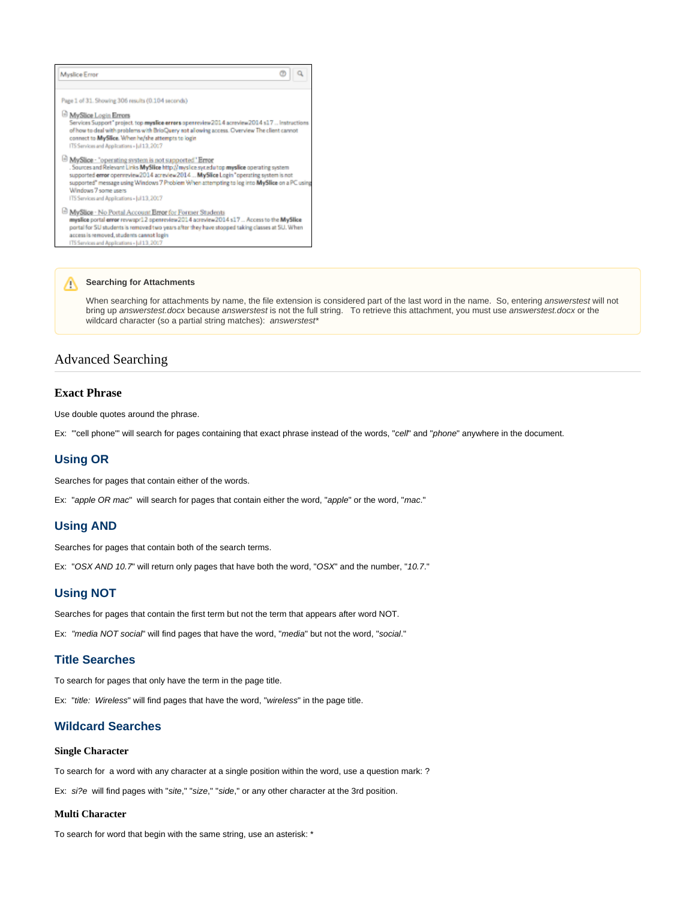Myslice Error

Page 1 of 31. Showing 306 results (0.104 seconds)

MySlice Login Errors
Services Support" project. top myslice errors openreview2014 acreview2014 s17 ... Instructions of how to deal with problems with BrioQuery not allowing access. Overview The client cannot connect to MySlice. When he/she attempts to login
ITS Services and Applications - Jul 13, 2017

MySlice - "operating system is not supported" Error
. Sources and Relevant Links MySlice http://myslice.syr.edu top myslice operating system supported error openreview2014 acreview2014 ... MySlice Login "operating system is not supported" message using Windows 7 Problem When attempting to log into MySlice on a PC using Windows 7 some users
ITS Services and Applications - Jul 13, 2017

MySlice - No Portal Account Error for Former Students
myslice portal error revwapr12 openreview2014 acreview2014 s17 ... Access to the MySlice portal for SU students is removed two years after they have stopped taking classes at SU. When access is removed, students cannot login
ITS Services and Applications - Jul 13, 2017

> **Searching for Attachments**
>
> When searching for attachments by name, the file extension is considered part of the last word in the name. So, entering *answerstest* will not bring up *answerstest.docx* because *answerstest* is not the full string. To retrieve this attachment, you must use *answerstest.docx* or the wildcard character (so a partial string matches): *answerstest**

## Advanced Searching

### Exact Phrase

Use double quotes around the phrase.

Ex: ""cell phone"" will search for pages containing that exact phrase instead of the words, "*cell*" and "*phone*" anywhere in the document.

### Using OR

Searches for pages that contain either of the words.

Ex: "*apple OR mac*" will search for pages that contain either the word, "*apple*" or the word, "*mac*."

### Using AND

Searches for pages that contain both of the search terms.

Ex: "*OSX AND 10.7*" will return only pages that have both the word, "*OSX*" and the number, "*10.7*."

### Using NOT

Searches for pages that contain the first term but not the term that appears after word NOT.

Ex: "*media NOT social*" will find pages that have the word, "*media*" but not the word, "*social*."

### Title Searches

To search for pages that only have the term in the page title.

Ex: "*title: Wireless*" will find pages that have the word, "*wireless*" in the page title.

### Wildcard Searches

#### Single Character

To search for a word with any character at a single position within the word, use a question mark: ?

Ex: *si?e* will find pages with "*site*," "*size*," "*side*," or any other character at the 3rd position.

#### Multi Character

To search for word that begin with the same string, use an asterisk: *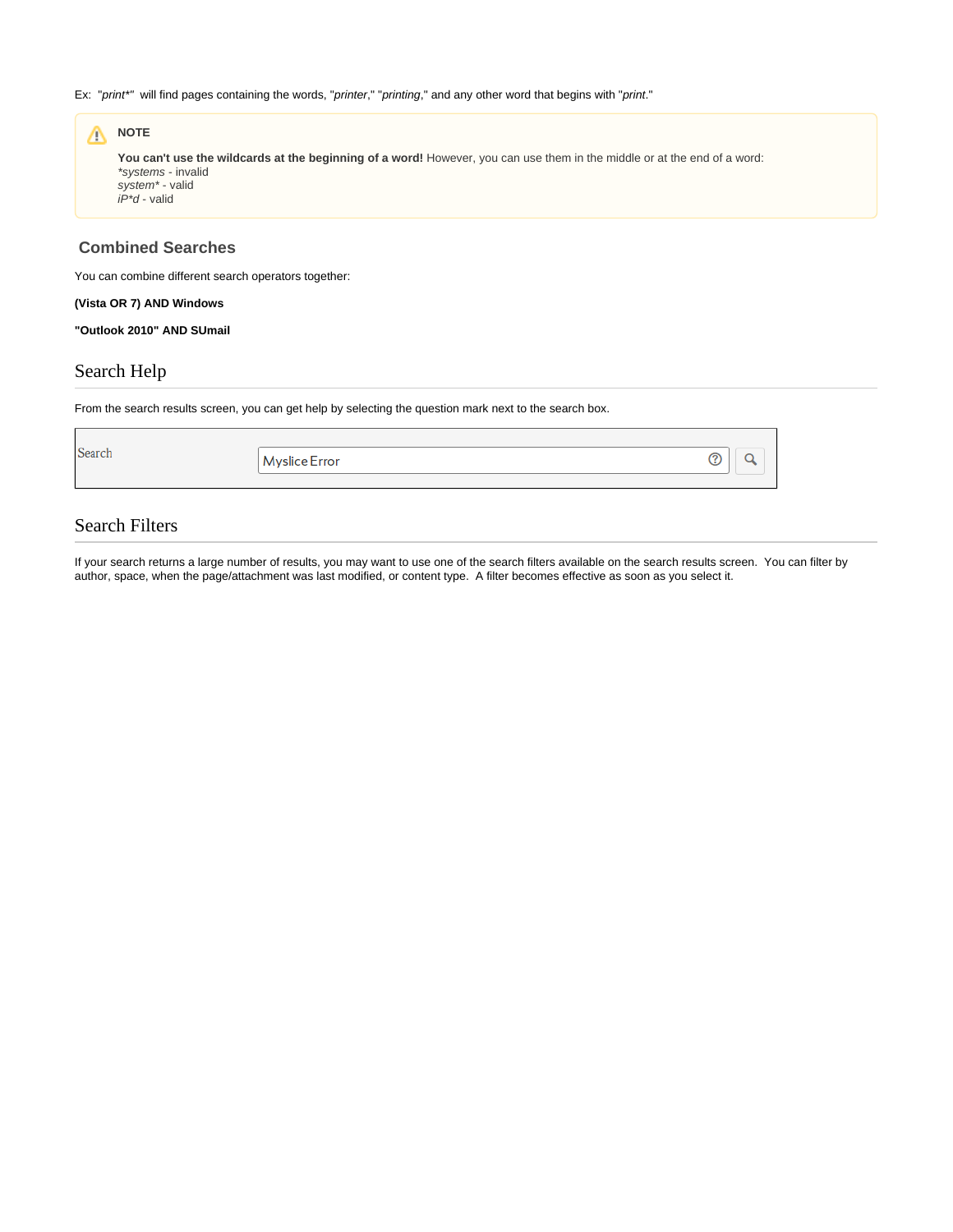Ex: "*print**" will find pages containing the words, "*printer*," "*printing*," and any other word that begins with "*print*."

> **NOTE**
>
> **You can't use the wildcards at the beginning of a word!** However, you can use them in the middle or at the end of a word:
> **systems* - invalid
> *system** - valid
> *iP*d* - valid

### Combined Searches

You can combine different search operators together:

**(Vista OR 7) AND Windows**

**"Outlook 2010" AND SUmail**

## Search Help

From the search results screen, you can get help by selecting the question mark next to the search box.

| | |
|---|---|
| Search | Myslice Error |

## Search Filters

If your search returns a large number of results, you may want to use one of the search filters available on the search results screen. You can filter by author, space, when the page/attachment was last modified, or content type. A filter becomes effective as soon as you select it.